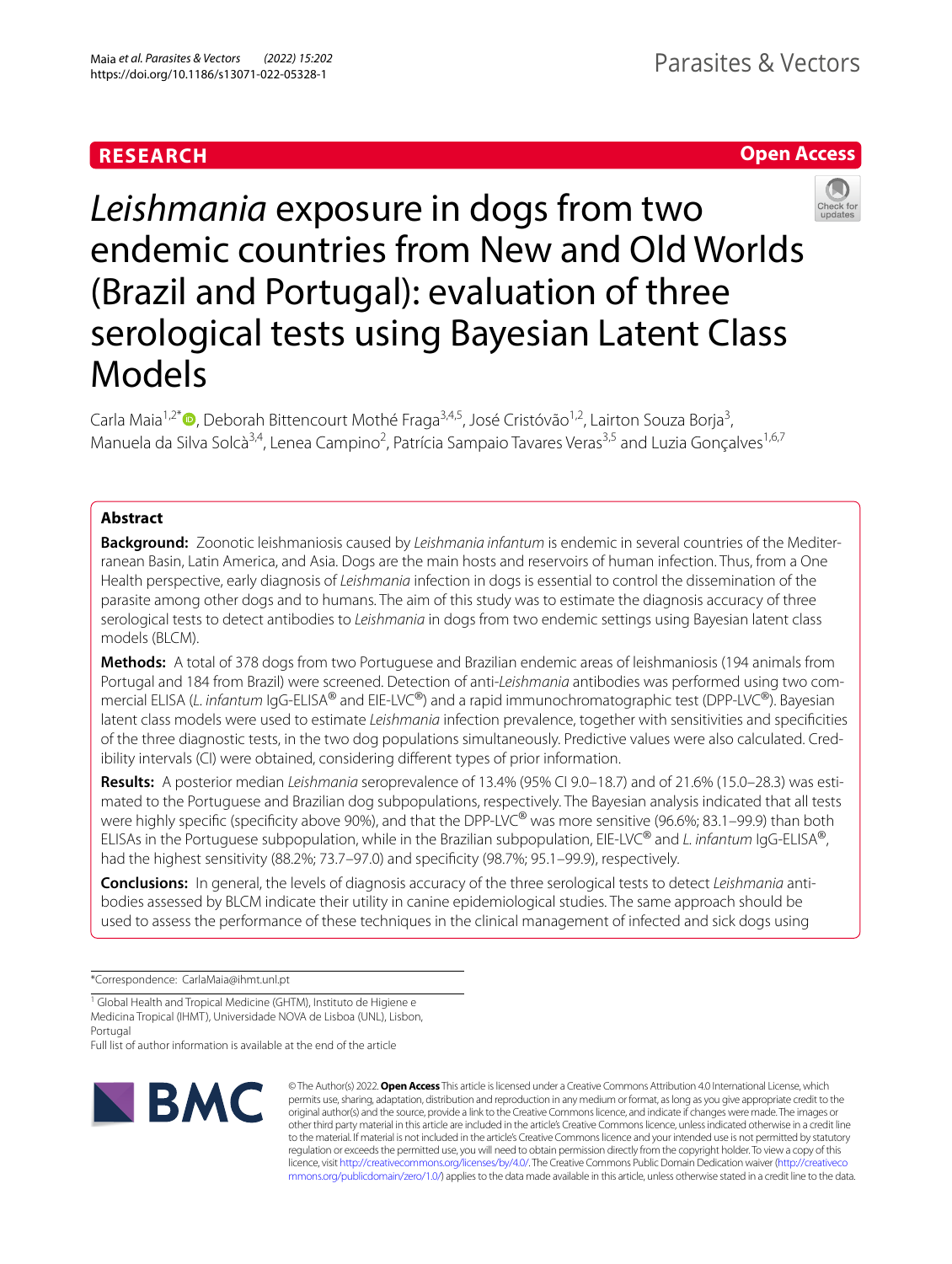# *Leishmania* exposure in dogs from two endemic countries from New and Old Worlds (Brazil and Portugal): evaluation of three serological tests using Bayesian Latent Class Models

Carla Maia[1,2*], Deborah Bittencourt Mothé Fraga[3,4,5], José Cristóvão[1,2], Lairton Souza Borja[3], Manuela da Silva Solcà[3,4], Lenea Campino[2], Patrícia Sampaio Tavares Veras[3,5] and Luzia Gonçalves[1,6,7]

## Abstract

**Background:** Zoonotic leishmaniosis caused by *Leishmania infantum* is endemic in several countries of the Mediterranean Basin, Latin America, and Asia. Dogs are the main hosts and reservoirs of human infection. Thus, from a One Health perspective, early diagnosis of *Leishmania* infection in dogs is essential to control the dissemination of the parasite among other dogs and to humans. The aim of this study was to estimate the diagnosis accuracy of three serological tests to detect antibodies to *Leishmania* in dogs from two endemic settings using Bayesian latent class models (BLCM).

**Methods:** A total of 378 dogs from two Portuguese and Brazilian endemic areas of leishmaniosis (194 animals from Portugal and 184 from Brazil) were screened. Detection of anti-*Leishmania* antibodies was performed using two commercial ELISA (*L. infantum* IgG-ELISA® and EIE-LVC®) and a rapid immunochromatographic test (DPP-LVC®). Bayesian latent class models were used to estimate *Leishmania* infection prevalence, together with sensitivities and specificities of the three diagnostic tests, in the two dog populations simultaneously. Predictive values were also calculated. Credibility intervals (CI) were obtained, considering different types of prior information.

**Results:** A posterior median *Leishmania* seroprevalence of 13.4% (95% CI 9.0–18.7) and of 21.6% (15.0–28.3) was estimated to the Portuguese and Brazilian dog subpopulations, respectively. The Bayesian analysis indicated that all tests were highly specific (specificity above 90%), and that the DPP-LVC® was more sensitive (96.6%; 83.1–99.9) than both ELISAs in the Portuguese subpopulation, while in the Brazilian subpopulation, EIE-LVC® and *L. infantum* IgG-ELISA®, had the highest sensitivity (88.2%; 73.7–97.0) and specificity (98.7%; 95.1–99.9), respectively.

**Conclusions:** In general, the levels of diagnosis accuracy of the three serological tests to detect *Leishmania* antibodies assessed by BLCM indicate their utility in canine epidemiological studies. The same approach should be used to assess the performance of these techniques in the clinical management of infected and sick dogs using

*Correspondence: CarlaMaia@ihmt.unl.pt

[1] Global Health and Tropical Medicine (GHTM), Instituto de Higiene e Medicina Tropical (IHMT), Universidade NOVA de Lisboa (UNL), Lisbon, Portugal

Full list of author information is available at the end of the article

© The Author(s) 2022. **Open Access** This article is licensed under a Creative Commons Attribution 4.0 International License, which permits use, sharing, adaptation, distribution and reproduction in any medium or format, as long as you give appropriate credit to the original author(s) and the source, provide a link to the Creative Commons licence, and indicate if changes were made. The images or other third party material in this article are included in the article's Creative Commons licence, unless indicated otherwise in a credit line to the material. If material is not included in the article's Creative Commons licence and your intended use is not permitted by statutory regulation or exceeds the permitted use, you will need to obtain permission directly from the copyright holder. To view a copy of this licence, visit http://creativecommons.org/licenses/by/4.0/. The Creative Commons Public Domain Dedication waiver (http://creativecommons.org/publicdomain/zero/1.0/) applies to the data made available in this article, unless otherwise stated in a credit line to the data.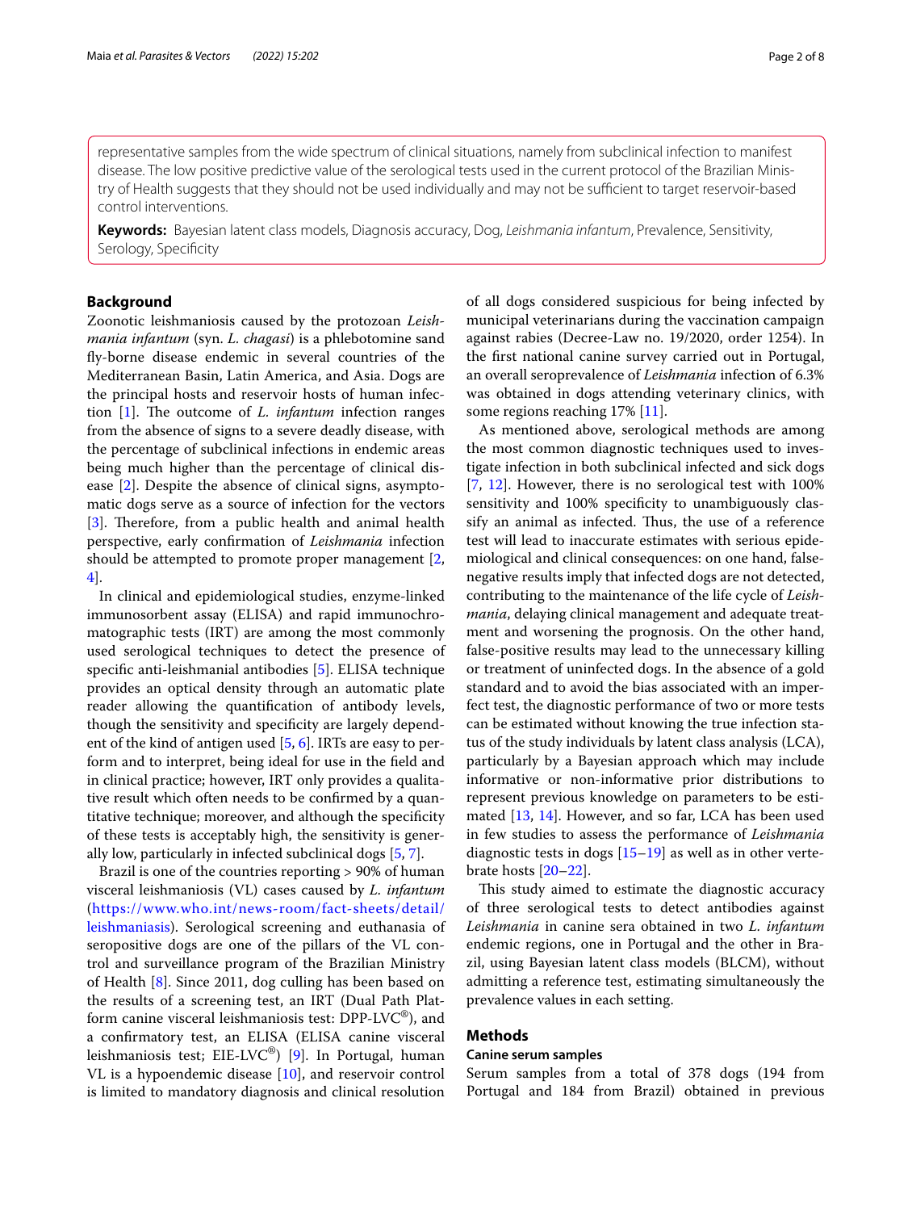representative samples from the wide spectrum of clinical situations, namely from subclinical infection to manifest disease. The low positive predictive value of the serological tests used in the current protocol of the Brazilian Ministry of Health suggests that they should not be used individually and may not be sufficient to target reservoir-based control interventions.

**Keywords:** Bayesian latent class models, Diagnosis accuracy, Dog, *Leishmania infantum*, Prevalence, Sensitivity, Serology, Specificity

## Background

Zoonotic leishmaniosis caused by the protozoan *Leishmania infantum* (syn. *L. chagasi*) is a phlebotomine sand fly-borne disease endemic in several countries of the Mediterranean Basin, Latin America, and Asia. Dogs are the principal hosts and reservoir hosts of human infection [1]. The outcome of *L. infantum* infection ranges from the absence of signs to a severe deadly disease, with the percentage of subclinical infections in endemic areas being much higher than the percentage of clinical disease [2]. Despite the absence of clinical signs, asymptomatic dogs serve as a source of infection for the vectors [3]. Therefore, from a public health and animal health perspective, early confirmation of *Leishmania* infection should be attempted to promote proper management [2, 4].

In clinical and epidemiological studies, enzyme-linked immunosorbent assay (ELISA) and rapid immunochromatographic tests (IRT) are among the most commonly used serological techniques to detect the presence of specific anti-leishmanial antibodies [5]. ELISA technique provides an optical density through an automatic plate reader allowing the quantification of antibody levels, though the sensitivity and specificity are largely dependent of the kind of antigen used [5, 6]. IRTs are easy to perform and to interpret, being ideal for use in the field and in clinical practice; however, IRT only provides a qualitative result which often needs to be confirmed by a quantitative technique; moreover, and although the specificity of these tests is acceptably high, the sensitivity is generally low, particularly in infected subclinical dogs [5, 7].

Brazil is one of the countries reporting > 90% of human visceral leishmaniosis (VL) cases caused by *L. infantum* (https://www.who.int/news-room/fact-sheets/detail/leishmaniasis). Serological screening and euthanasia of seropositive dogs are one of the pillars of the VL control and surveillance program of the Brazilian Ministry of Health [8]. Since 2011, dog culling has been based on the results of a screening test, an IRT (Dual Path Platform canine visceral leishmaniosis test: DPP-LVC®), and a confirmatory test, an ELISA (ELISA canine visceral leishmaniosis test; EIE-LVC®) [9]. In Portugal, human VL is a hypoendemic disease [10], and reservoir control is limited to mandatory diagnosis and clinical resolution of all dogs considered suspicious for being infected by municipal veterinarians during the vaccination campaign against rabies (Decree-Law no. 19/2020, order 1254). In the first national canine survey carried out in Portugal, an overall seroprevalence of *Leishmania* infection of 6.3% was obtained in dogs attending veterinary clinics, with some regions reaching 17% [11].

As mentioned above, serological methods are among the most common diagnostic techniques used to investigate infection in both subclinical infected and sick dogs [7, 12]. However, there is no serological test with 100% sensitivity and 100% specificity to unambiguously classify an animal as infected. Thus, the use of a reference test will lead to inaccurate estimates with serious epidemiological and clinical consequences: on one hand, false-negative results imply that infected dogs are not detected, contributing to the maintenance of the life cycle of *Leishmania*, delaying clinical management and adequate treatment and worsening the prognosis. On the other hand, false-positive results may lead to the unnecessary killing or treatment of uninfected dogs. In the absence of a gold standard and to avoid the bias associated with an imperfect test, the diagnostic performance of two or more tests can be estimated without knowing the true infection status of the study individuals by latent class analysis (LCA), particularly by a Bayesian approach which may include informative or non-informative prior distributions to represent previous knowledge on parameters to be estimated [13, 14]. However, and so far, LCA has been used in few studies to assess the performance of *Leishmania* diagnostic tests in dogs [15–19] as well as in other vertebrate hosts [20–22].

This study aimed to estimate the diagnostic accuracy of three serological tests to detect antibodies against *Leishmania* in canine sera obtained in two *L. infantum* endemic regions, one in Portugal and the other in Brazil, using Bayesian latent class models (BLCM), without admitting a reference test, estimating simultaneously the prevalence values in each setting.

## Methods

### Canine serum samples

Serum samples from a total of 378 dogs (194 from Portugal and 184 from Brazil) obtained in previous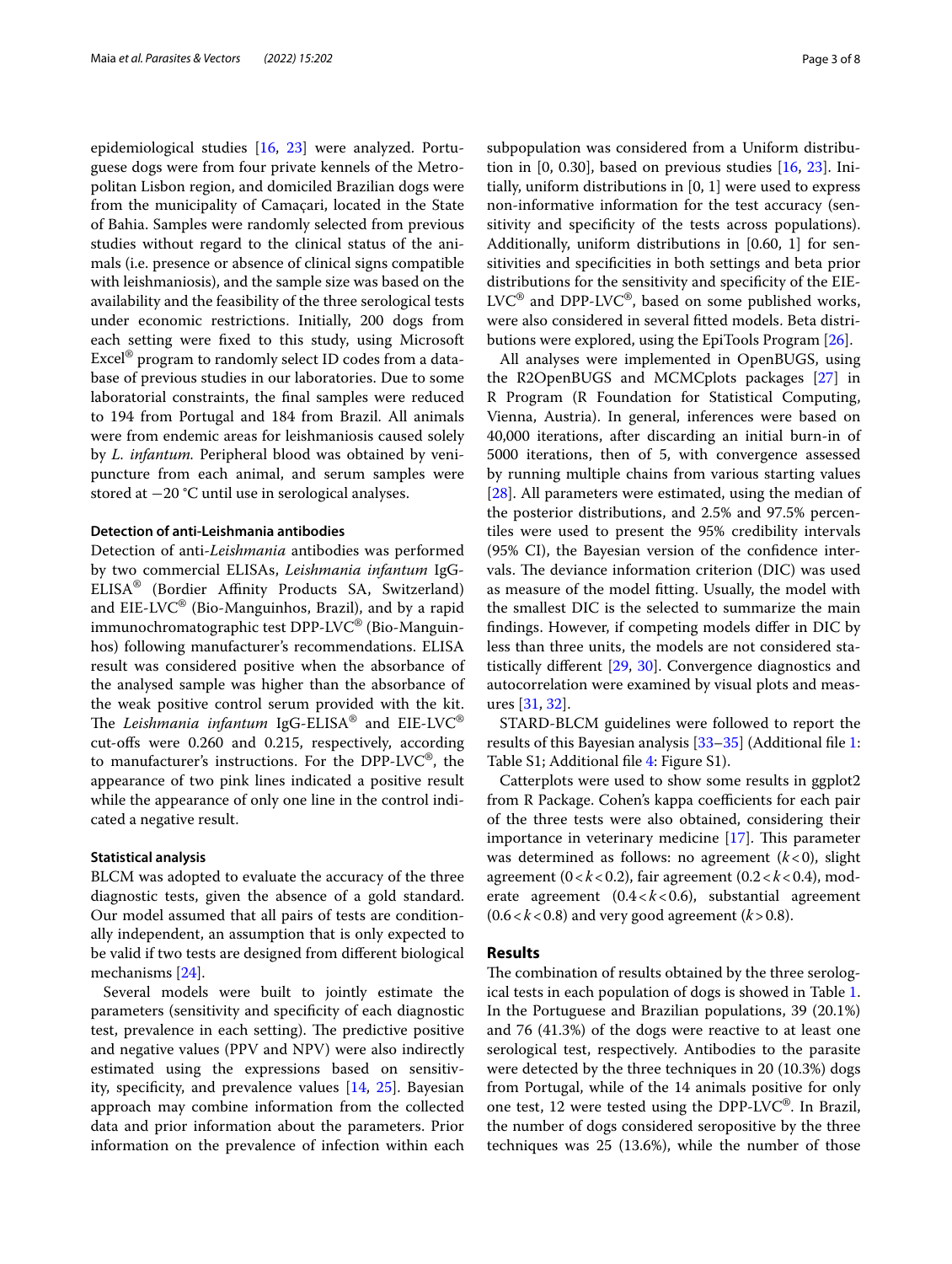epidemiological studies [16, 23] were analyzed. Portuguese dogs were from four private kennels of the Metropolitan Lisbon region, and domiciled Brazilian dogs were from the municipality of Camaçari, located in the State of Bahia. Samples were randomly selected from previous studies without regard to the clinical status of the animals (i.e. presence or absence of clinical signs compatible with leishmaniosis), and the sample size was based on the availability and the feasibility of the three serological tests under economic restrictions. Initially, 200 dogs from each setting were fixed to this study, using Microsoft Excel® program to randomly select ID codes from a database of previous studies in our laboratories. Due to some laboratorial constraints, the final samples were reduced to 194 from Portugal and 184 from Brazil. All animals were from endemic areas for leishmaniosis caused solely by *L. infantum.* Peripheral blood was obtained by venipuncture from each animal, and serum samples were stored at −20 °C until use in serological analyses.

### Detection of anti-Leishmania antibodies

Detection of anti-*Leishmania* antibodies was performed by two commercial ELISAs, *Leishmania infantum* IgG-ELISA® (Bordier Affinity Products SA, Switzerland) and EIE-LVC® (Bio-Manguinhos, Brazil), and by a rapid immunochromatographic test DPP-LVC® (Bio-Manguinhos) following manufacturer's recommendations. ELISA result was considered positive when the absorbance of the analysed sample was higher than the absorbance of the weak positive control serum provided with the kit. The *Leishmania infantum* IgG-ELISA® and EIE-LVC® cut-offs were 0.260 and 0.215, respectively, according to manufacturer's instructions. For the DPP-LVC®, the appearance of two pink lines indicated a positive result while the appearance of only one line in the control indicated a negative result.

### Statistical analysis

BLCM was adopted to evaluate the accuracy of the three diagnostic tests, given the absence of a gold standard. Our model assumed that all pairs of tests are conditionally independent, an assumption that is only expected to be valid if two tests are designed from different biological mechanisms [24].

Several models were built to jointly estimate the parameters (sensitivity and specificity of each diagnostic test, prevalence in each setting). The predictive positive and negative values (PPV and NPV) were also indirectly estimated using the expressions based on sensitivity, specificity, and prevalence values [14, 25]. Bayesian approach may combine information from the collected data and prior information about the parameters. Prior information on the prevalence of infection within each subpopulation was considered from a Uniform distribution in [0, 0.30], based on previous studies [16, 23]. Initially, uniform distributions in [0, 1] were used to express non-informative information for the test accuracy (sensitivity and specificity of the tests across populations). Additionally, uniform distributions in [0.60, 1] for sensitivities and specificities in both settings and beta prior distributions for the sensitivity and specificity of the EIE-LVC® and DPP-LVC®, based on some published works, were also considered in several fitted models. Beta distributions were explored, using the EpiTools Program [26].

All analyses were implemented in OpenBUGS, using the R2OpenBUGS and MCMCplots packages [27] in R Program (R Foundation for Statistical Computing, Vienna, Austria). In general, inferences were based on 40,000 iterations, after discarding an initial burn-in of 5000 iterations, then of 5, with convergence assessed by running multiple chains from various starting values [28]. All parameters were estimated, using the median of the posterior distributions, and 2.5% and 97.5% percentiles were used to present the 95% credibility intervals (95% CI), the Bayesian version of the confidence intervals. The deviance information criterion (DIC) was used as measure of the model fitting. Usually, the model with the smallest DIC is the selected to summarize the main findings. However, if competing models differ in DIC by less than three units, the models are not considered statistically different [29, 30]. Convergence diagnostics and autocorrelation were examined by visual plots and measures [31, 32].

STARD-BLCM guidelines were followed to report the results of this Bayesian analysis [33–35] (Additional file 1: Table S1; Additional file 4: Figure S1).

Catterplots were used to show some results in ggplot2 from R Package. Cohen's kappa coefficients for each pair of the three tests were also obtained, considering their importance in veterinary medicine [17]. This parameter was determined as follows: no agreement ($k < 0$), slight agreement ($0 < k < 0.2$), fair agreement ($0.2 < k < 0.4$), moderate agreement ($0.4 < k < 0.6$), substantial agreement ($0.6 < k < 0.8$) and very good agreement ($k > 0.8$).

## Results

The combination of results obtained by the three serological tests in each population of dogs is showed in Table 1. In the Portuguese and Brazilian populations, 39 (20.1%) and 76 (41.3%) of the dogs were reactive to at least one serological test, respectively. Antibodies to the parasite were detected by the three techniques in 20 (10.3%) dogs from Portugal, while of the 14 animals positive for only one test, 12 were tested using the DPP-LVC®. In Brazil, the number of dogs considered seropositive by the three techniques was 25 (13.6%), while the number of those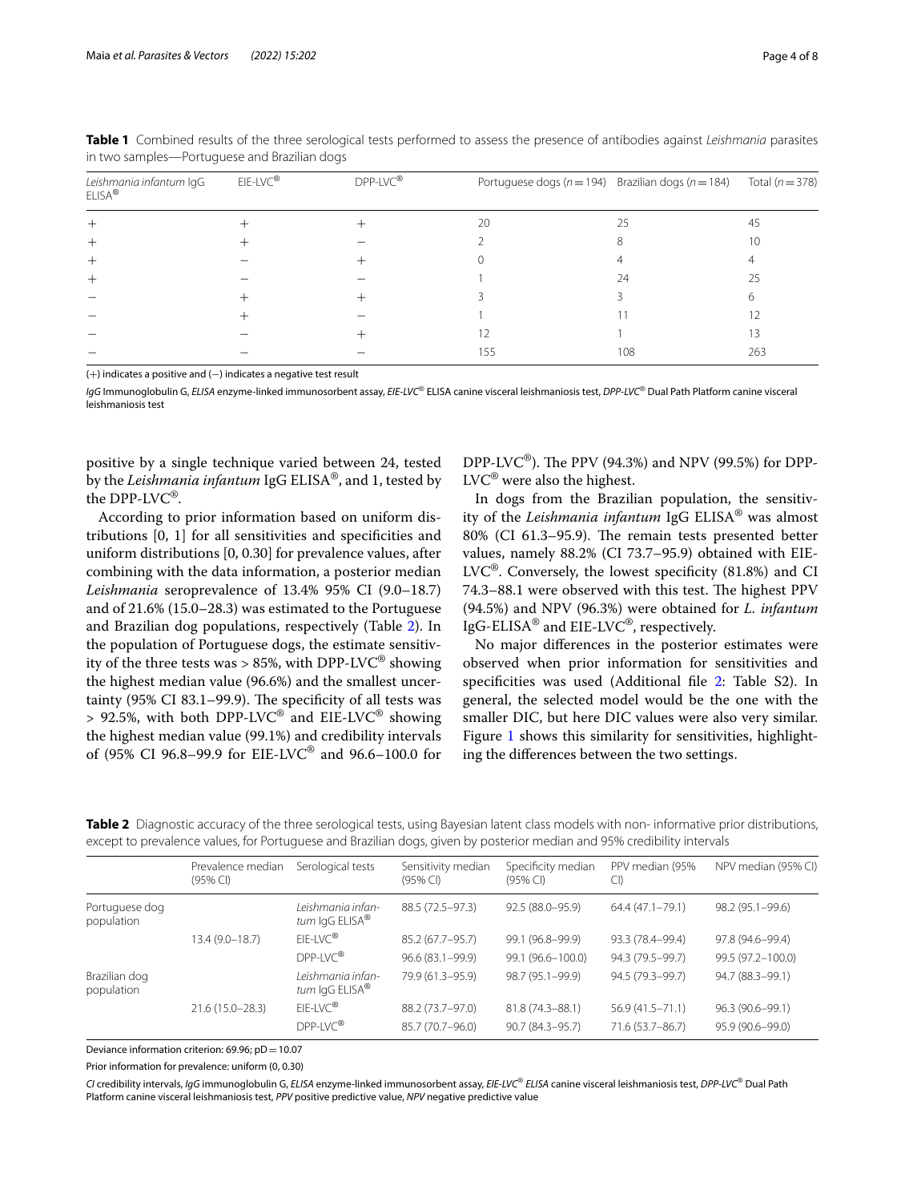**Table 1** Combined results of the three serological tests performed to assess the presence of antibodies against *Leishmania* parasites in two samples—Portuguese and Brazilian dogs

| *Leishmania infantum* IgG ELISA® | EIE-LVC® | DPP-LVC® | Portuguese dogs (*n* = 194) | Brazilian dogs (*n* = 184) | Total (*n* = 378) |
|---|---|---|---|---|---|
| + | + | + | 20 | 25 | 45 |
| + | + | − | 2 | 8 | 10 |
| + | − | + | 0 | 4 | 4 |
| + | − | − | 1 | 24 | 25 |
| − | + | + | 3 | 3 | 6 |
| − | + | − | 1 | 11 | 12 |
| − | − | + | 12 | 1 | 13 |
| − | − | − | 155 | 108 | 263 |

(+) indicates a positive and (−) indicates a negative test result

*IgG* Immunoglobulin G, *ELISA* enzyme-linked immunosorbent assay, *EIE-LVC*® ELISA canine visceral leishmaniosis test, *DPP-LVC*® Dual Path Platform canine visceral leishmaniosis test

positive by a single technique varied between 24, tested by the *Leishmania infantum* IgG ELISA®, and 1, tested by the DPP-LVC®.

According to prior information based on uniform distributions [0, 1] for all sensitivities and specificities and uniform distributions [0, 0.30] for prevalence values, after combining with the data information, a posterior median *Leishmania* seroprevalence of 13.4% 95% CI (9.0–18.7) and of 21.6% (15.0–28.3) was estimated to the Portuguese and Brazilian dog populations, respectively (Table 2). In the population of Portuguese dogs, the estimate sensitivity of the three tests was > 85%, with DPP-LVC® showing the highest median value (96.6%) and the smallest uncertainty (95% CI 83.1–99.9). The specificity of all tests was > 92.5%, with both DPP-LVC® and EIE-LVC® showing the highest median value (99.1%) and credibility intervals of (95% CI 96.8–99.9 for EIE-LVC® and 96.6–100.0 for DPP-LVC®). The PPV (94.3%) and NPV (99.5%) for DPP-LVC® were also the highest.

In dogs from the Brazilian population, the sensitivity of the *Leishmania infantum* IgG ELISA® was almost 80% (CI 61.3–95.9). The remain tests presented better values, namely 88.2% (CI 73.7–95.9) obtained with EIE-LVC®. Conversely, the lowest specificity (81.8%) and CI 74.3–88.1 were observed with this test. The highest PPV (94.5%) and NPV (96.3%) were obtained for *L. infantum* IgG-ELISA® and EIE-LVC®, respectively.

No major differences in the posterior estimates were observed when prior information for sensitivities and specificities was used (Additional file 2: Table S2). In general, the selected model would be the one with the smaller DIC, but here DIC values were also very similar. Figure 1 shows this similarity for sensitivities, highlighting the differences between the two settings.

**Table 2** Diagnostic accuracy of the three serological tests, using Bayesian latent class models with non- informative prior distributions, except to prevalence values, for Portuguese and Brazilian dogs, given by posterior median and 95% credibility intervals

| | Prevalence median (95% CI) | Serological tests | Sensitivity median (95% CI) | Specificity median (95% CI) | PPV median (95% CI) | NPV median (95% CI) |
|---|---|---|---|---|---|---|
| Portuguese dog population | | *Leishmania infantum* IgG ELISA® | 88.5 (72.5–97.3) | 92.5 (88.0–95.9) | 64.4 (47.1–79.1) | 98.2 (95.1–99.6) |
| | 13.4 (9.0–18.7) | EIE-LVC® | 85.2 (67.7–95.7) | 99.1 (96.8–99.9) | 93.3 (78.4–99.4) | 97.8 (94.6–99.4) |
| | | DPP-LVC® | 96.6 (83.1–99.9) | 99.1 (96.6–100.0) | 94.3 (79.5–99.7) | 99.5 (97.2–100.0) |
| Brazilian dog population | | *Leishmania infantum* IgG ELISA® | 79.9 (61.3–95.9) | 98.7 (95.1–99.9) | 94.5 (79.3–99.7) | 94.7 (88.3–99.1) |
| | 21.6 (15.0–28.3) | EIE-LVC® | 88.2 (73.7–97.0) | 81.8 (74.3–88.1) | 56.9 (41.5–71.1) | 96.3 (90.6–99.1) |
| | | DPP-LVC® | 85.7 (70.7–96.0) | 90.7 (84.3–95.7) | 71.6 (53.7–86.7) | 95.9 (90.6–99.0) |

Deviance information criterion: 69.96; pD = 10.07

Prior information for prevalence: uniform (0, 0.30)

*CI* credibility intervals, *IgG* immunoglobulin G, *ELISA* enzyme-linked immunosorbent assay, *EIE-LVC® ELISA* canine visceral leishmaniosis test, *DPP-LVC*® Dual Path Platform canine visceral leishmaniosis test, *PPV* positive predictive value, *NPV* negative predictive value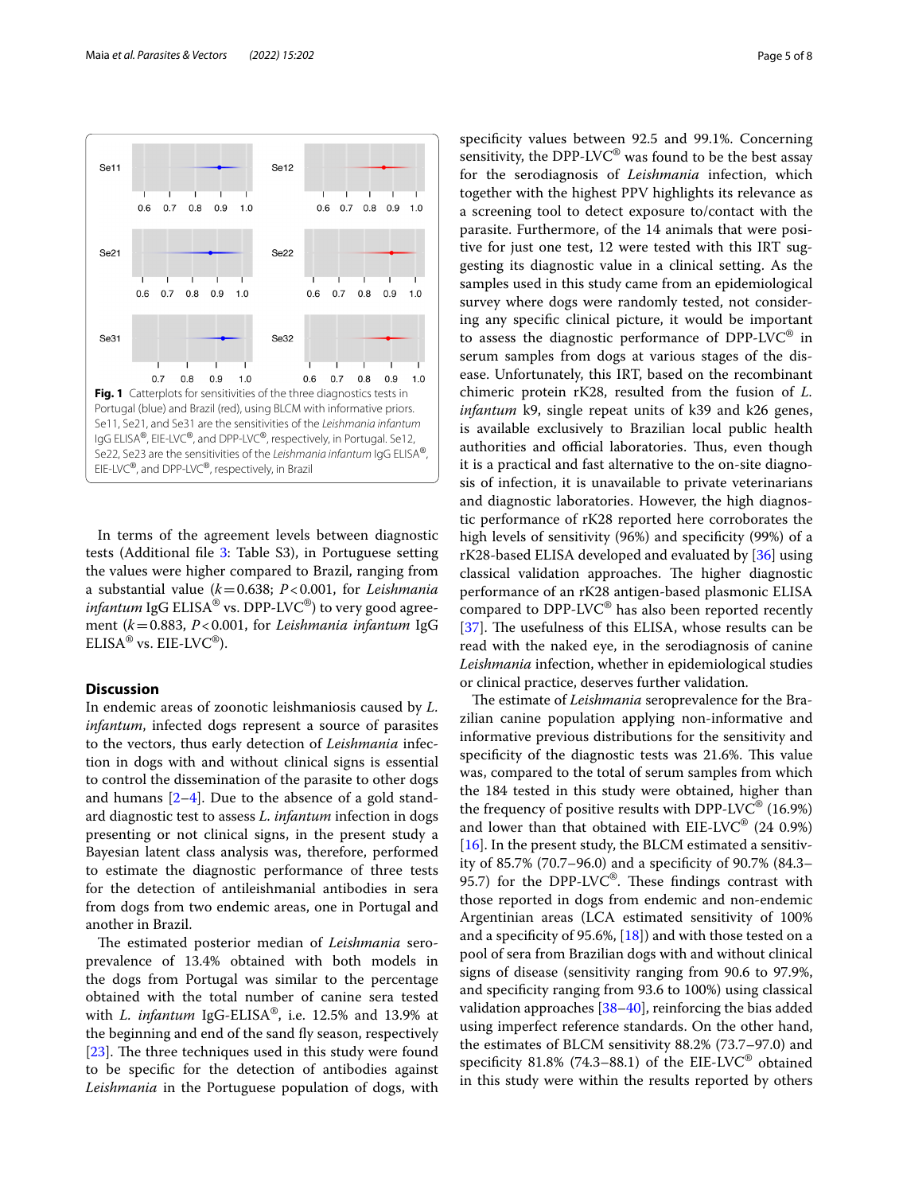**Fig. 1** Caterplots for sensitivities of the three diagnostics tests in Portugal (blue) and Brazil (red), using BLCM with informative priors. Se11, Se21, and Se31 are the sensitivities of the *Leishmania infantum* IgG ELISA®, EIE-LVC®, and DPP-LVC®, respectively, in Portugal. Se12, Se22, Se23 are the sensitivities of the *Leishmania infantum* IgG ELISA®, EIE-LVC®, and DPP-LVC®, respectively, in Brazil

In terms of the agreement levels between diagnostic tests (Additional file 3: Table S3), in Portuguese setting the values were higher compared to Brazil, ranging from a substantial value ($k = 0.638$; $P < 0.001$, for *Leishmania infantum* IgG ELISA® vs. DPP-LVC®) to very good agreement ($k = 0.883$, $P < 0.001$, for *Leishmania infantum* IgG ELISA® vs. EIE-LVC®).

## Discussion

In endemic areas of zoonotic leishmaniosis caused by *L. infantum*, infected dogs represent a source of parasites to the vectors, thus early detection of *Leishmania* infection in dogs with and without clinical signs is essential to control the dissemination of the parasite to other dogs and humans [2–4]. Due to the absence of a gold standard diagnostic test to assess *L. infantum* infection in dogs presenting or not clinical signs, in the present study a Bayesian latent class analysis was, therefore, performed to estimate the diagnostic performance of three tests for the detection of antileishmanial antibodies in sera from dogs from two endemic areas, one in Portugal and another in Brazil.

The estimated posterior median of *Leishmania* seroprevalence of 13.4% obtained with both models in the dogs from Portugal was similar to the percentage obtained with the total number of canine sera tested with *L. infantum* IgG-ELISA®, i.e. 12.5% and 13.9% at the beginning and end of the sand fly season, respectively [23]. The three techniques used in this study were found to be specific for the detection of antibodies against *Leishmania* in the Portuguese population of dogs, with specificity values between 92.5 and 99.1%. Concerning sensitivity, the DPP-LVC® was found to be the best assay for the serodiagnosis of *Leishmania* infection, which together with the highest PPV highlights its relevance as a screening tool to detect exposure to/contact with the parasite. Furthermore, of the 14 animals that were positive for just one test, 12 were tested with this IRT suggesting its diagnostic value in a clinical setting. As the samples used in this study came from an epidemiological survey where dogs were randomly tested, not considering any specific clinical picture, it would be important to assess the diagnostic performance of DPP-LVC® in serum samples from dogs at various stages of the disease. Unfortunately, this IRT, based on the recombinant chimeric protein rK28, resulted from the fusion of *L. infantum* k9, single repeat units of k39 and k26 genes, is available exclusively to Brazilian local public health authorities and official laboratories. Thus, even though it is a practical and fast alternative to the on-site diagnosis of infection, it is unavailable to private veterinarians and diagnostic laboratories. However, the high diagnostic performance of rK28 reported here corroborates the high levels of sensitivity (96%) and specificity (99%) of a rK28-based ELISA developed and evaluated by [36] using classical validation approaches. The higher diagnostic performance of an rK28 antigen-based plasmonic ELISA compared to DPP-LVC® has also been reported recently [37]. The usefulness of this ELISA, whose results can be read with the naked eye, in the serodiagnosis of canine *Leishmania* infection, whether in epidemiological studies or clinical practice, deserves further validation.

The estimate of *Leishmania* seroprevalence for the Brazilian canine population applying non-informative and informative previous distributions for the sensitivity and specificity of the diagnostic tests was 21.6%. This value was, compared to the total of serum samples from which the 184 tested in this study were obtained, higher than the frequency of positive results with DPP-LVC® (16.9%) and lower than that obtained with EIE-LVC® (24 0.9%) [16]. In the present study, the BLCM estimated a sensitivity of 85.7% (70.7–96.0) and a specificity of 90.7% (84.3–95.7) for the DPP-LVC®. These findings contrast with those reported in dogs from endemic and non-endemic Argentinian areas (LCA estimated sensitivity of 100% and a specificity of 95.6%, [18]) and with those tested on a pool of sera from Brazilian dogs with and without clinical signs of disease (sensitivity ranging from 90.6 to 97.9%, and specificity ranging from 93.6 to 100%) using classical validation approaches [38–40], reinforcing the bias added using imperfect reference standards. On the other hand, the estimates of BLCM sensitivity 88.2% (73.7–97.0) and specificity 81.8% (74.3–88.1) of the EIE-LVC® obtained in this study were within the results reported by others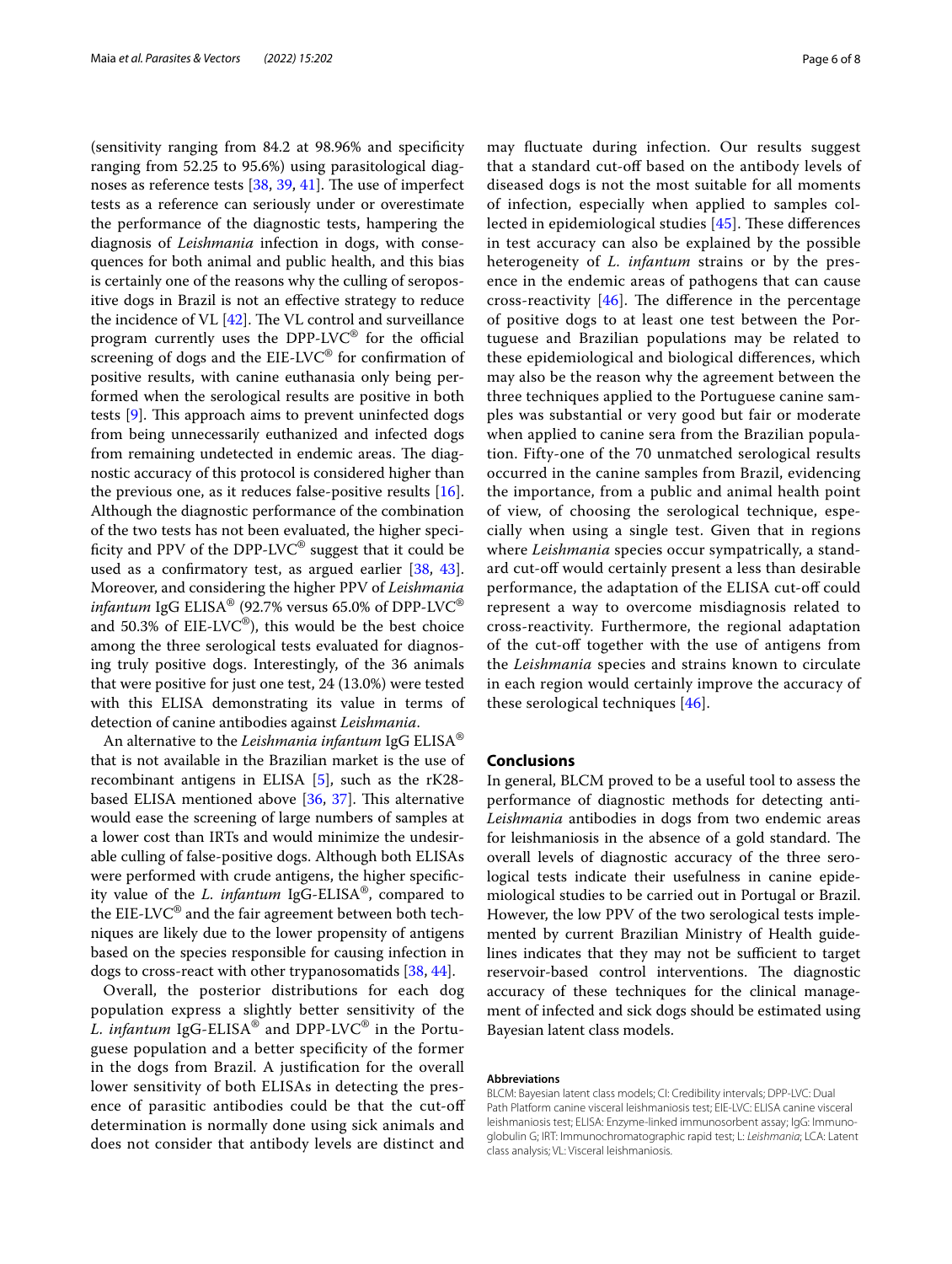(sensitivity ranging from 84.2 at 98.96% and specificity ranging from 52.25 to 95.6%) using parasitological diagnoses as reference tests [38, 39, 41]. The use of imperfect tests as a reference can seriously under or overestimate the performance of the diagnostic tests, hampering the diagnosis of *Leishmania* infection in dogs, with consequences for both animal and public health, and this bias is certainly one of the reasons why the culling of seropositive dogs in Brazil is not an effective strategy to reduce the incidence of VL [42]. The VL control and surveillance program currently uses the DPP-LVC® for the official screening of dogs and the EIE-LVC® for confirmation of positive results, with canine euthanasia only being performed when the serological results are positive in both tests [9]. This approach aims to prevent uninfected dogs from being unnecessarily euthanized and infected dogs from remaining undetected in endemic areas. The diagnostic accuracy of this protocol is considered higher than the previous one, as it reduces false-positive results [16]. Although the diagnostic performance of the combination of the two tests has not been evaluated, the higher specificity and PPV of the DPP-LVC® suggest that it could be used as a confirmatory test, as argued earlier [38, 43]. Moreover, and considering the higher PPV of *Leishmania infantum* IgG ELISA® (92.7% versus 65.0% of DPP-LVC® and 50.3% of EIE-LVC®), this would be the best choice among the three serological tests evaluated for diagnosing truly positive dogs. Interestingly, of the 36 animals that were positive for just one test, 24 (13.0%) were tested with this ELISA demonstrating its value in terms of detection of canine antibodies against *Leishmania*.

An alternative to the *Leishmania infantum* IgG ELISA® that is not available in the Brazilian market is the use of recombinant antigens in ELISA [5], such as the rK28-based ELISA mentioned above [36, 37]. This alternative would ease the screening of large numbers of samples at a lower cost than IRTs and would minimize the undesirable culling of false-positive dogs. Although both ELISAs were performed with crude antigens, the higher specificity value of the *L. infantum* IgG-ELISA®, compared to the EIE-LVC® and the fair agreement between both techniques are likely due to the lower propensity of antigens based on the species responsible for causing infection in dogs to cross-react with other trypanosomatids [38, 44].

Overall, the posterior distributions for each dog population express a slightly better sensitivity of the *L. infantum* IgG-ELISA® and DPP-LVC® in the Portuguese population and a better specificity of the former in the dogs from Brazil. A justification for the overall lower sensitivity of both ELISAs in detecting the presence of parasitic antibodies could be that the cut-off determination is normally done using sick animals and does not consider that antibody levels are distinct and may fluctuate during infection. Our results suggest that a standard cut-off based on the antibody levels of diseased dogs is not the most suitable for all moments of infection, especially when applied to samples collected in epidemiological studies [45]. These differences in test accuracy can also be explained by the possible heterogeneity of *L. infantum* strains or by the presence in the endemic areas of pathogens that can cause cross-reactivity [46]. The difference in the percentage of positive dogs to at least one test between the Portuguese and Brazilian populations may be related to these epidemiological and biological differences, which may also be the reason why the agreement between the three techniques applied to the Portuguese canine samples was substantial or very good but fair or moderate when applied to canine sera from the Brazilian population. Fifty-one of the 70 unmatched serological results occurred in the canine samples from Brazil, evidencing the importance, from a public and animal health point of view, of choosing the serological technique, especially when using a single test. Given that in regions where *Leishmania* species occur sympatrically, a standard cut-off would certainly present a less than desirable performance, the adaptation of the ELISA cut-off could represent a way to overcome misdiagnosis related to cross-reactivity. Furthermore, the regional adaptation of the cut-off together with the use of antigens from the *Leishmania* species and strains known to circulate in each region would certainly improve the accuracy of these serological techniques [46].

## Conclusions

In general, BLCM proved to be a useful tool to assess the performance of diagnostic methods for detecting anti-*Leishmania* antibodies in dogs from two endemic areas for leishmaniosis in the absence of a gold standard. The overall levels of diagnostic accuracy of the three serological tests indicate their usefulness in canine epidemiological studies to be carried out in Portugal or Brazil. However, the low PPV of the two serological tests implemented by current Brazilian Ministry of Health guidelines indicates that they may not be sufficient to target reservoir-based control interventions. The diagnostic accuracy of these techniques for the clinical management of infected and sick dogs should be estimated using Bayesian latent class models.

#### Abbreviations

BLCM: Bayesian latent class models; CI: Credibility intervals; DPP-LVC: Dual Path Platform canine visceral leishmaniosis test; EIE-LVC: ELISA canine visceral leishmaniosis test; ELISA: Enzyme-linked immunosorbent assay; IgG: Immunoglobulin G; IRT: Immunochromatographic rapid test; L: *Leishmania*; LCA: Latent class analysis; VL: Visceral leishmaniosis.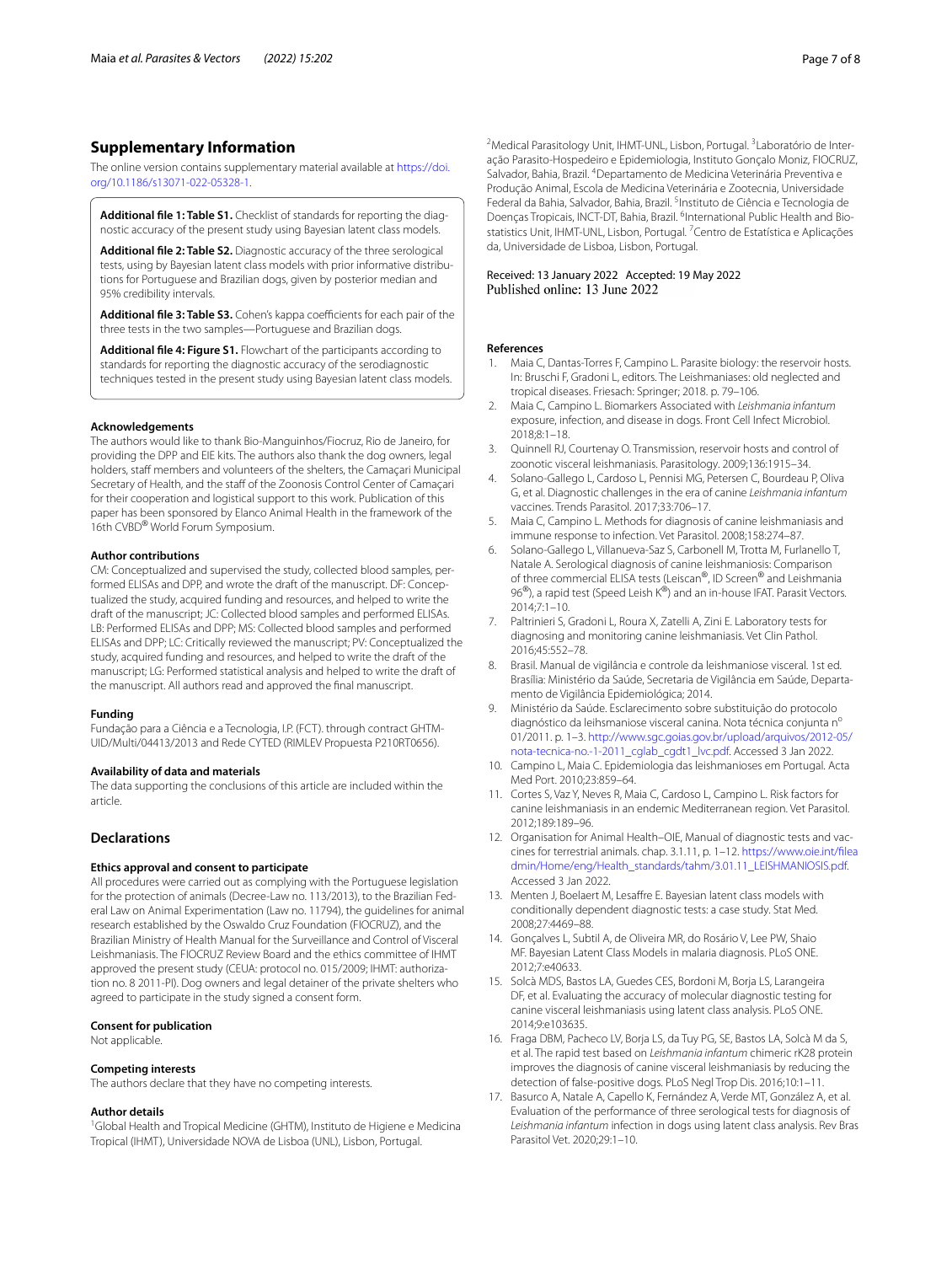## Supplementary Information

The online version contains supplementary material available at https://doi.org/10.1186/s13071-022-05328-1.

**Additional file 1: Table S1.** Checklist of standards for reporting the diagnostic accuracy of the present study using Bayesian latent class models.

**Additional file 2: Table S2.** Diagnostic accuracy of the three serological tests, using by Bayesian latent class models with prior informative distributions for Portuguese and Brazilian dogs, given by posterior median and 95% credibility intervals.

**Additional file 3: Table S3.** Cohen's kappa coefficients for each pair of the three tests in the two samples—Portuguese and Brazilian dogs.

**Additional file 4: Figure S1.** Flowchart of the participants according to standards for reporting the diagnostic accuracy of the serodiagnostic techniques tested in the present study using Bayesian latent class models.

#### Acknowledgements

The authors would like to thank Bio-Manguinhos/Fiocruz, Rio de Janeiro, for providing the DPP and EIE kits. The authors also thank the dog owners, legal holders, staff members and volunteers of the shelters, the Camaçari Municipal Secretary of Health, and the staff of the Zoonosis Control Center of Camaçari for their cooperation and logistical support to this work. Publication of this paper has been sponsored by Elanco Animal Health in the framework of the 16th CVBD® World Forum Symposium.

#### Author contributions

CM: Conceptualized and supervised the study, collected blood samples, performed ELISAs and DPP, and wrote the draft of the manuscript. DF: Conceptualized the study, acquired funding and resources, and helped to write the draft of the manuscript; JC: Collected blood samples and performed ELISAs. LB: Performed ELISAs and DPP; MS: Collected blood samples and performed ELISAs and DPP; LC: Critically reviewed the manuscript; PV: Conceptualized the study, acquired funding and resources, and helped to write the draft of the manuscript; LG: Performed statistical analysis and helped to write the draft of the manuscript. All authors read and approved the final manuscript.

#### Funding

Fundação para a Ciência e a Tecnologia, I.P. (FCT). through contract GHTM-UID/Multi/04413/2013 and Rede CYTED (RIMLEV Propuesta P210RT0656).

#### Availability of data and materials

The data supporting the conclusions of this article are included within the article.

## Declarations

#### Ethics approval and consent to participate

All procedures were carried out as complying with the Portuguese legislation for the protection of animals (Decree-Law no. 113/2013), to the Brazilian Federal Law on Animal Experimentation (Law no. 11794), the guidelines for animal research established by the Oswaldo Cruz Foundation (FIOCRUZ), and the Brazilian Ministry of Health Manual for the Surveillance and Control of Visceral Leishmaniasis. The FIOCRUZ Review Board and the ethics committee of IHMT approved the present study (CEUA: protocol no. 015/2009; IHMT: authorization no. 8 2011-PI). Dog owners and legal detainer of the private shelters who agreed to participate in the study signed a consent form.

#### Consent for publication

Not applicable.

#### Competing interests

The authors declare that they have no competing interests.

#### Author details

[1]Global Health and Tropical Medicine (GHTM), Instituto de Higiene e Medicina Tropical (IHMT), Universidade NOVA de Lisboa (UNL), Lisbon, Portugal. [2]Medical Parasitology Unit, IHMT-UNL, Lisbon, Portugal. [3]Laboratório de Interação Parasito-Hospedeiro e Epidemiologia, Instituto Gonçalo Moniz, FIOCRUZ, Salvador, Bahia, Brazil. [4]Departamento de Medicina Veterinária Preventiva e Produção Animal, Escola de Medicina Veterinária e Zootecnia, Universidade Federal da Bahia, Salvador, Bahia, Brazil. [5]Instituto de Ciência e Tecnologia de Doenças Tropicais, INCT-DT, Bahia, Brazil. [6]International Public Health and Biostatistics Unit, IHMT-UNL, Lisbon, Portugal. [7]Centro de Estatística e Aplicações da, Universidade de Lisboa, Lisbon, Portugal.

Received: 13 January 2022 Accepted: 19 May 2022
Published online: 13 June 2022

#### References

1. Maia C, Dantas-Torres F, Campino L. Parasite biology: the reservoir hosts. In: Bruschi F, Gradoni L, editors. The Leishmaniases: old neglected and tropical diseases. Friesach: Springer; 2018. p. 79–106.
2. Maia C, Campino L. Biomarkers Associated with *Leishmania infantum* exposure, infection, and disease in dogs. Front Cell Infect Microbiol. 2018;8:1–18.
3. Quinnell RJ, Courtenay O. Transmission, reservoir hosts and control of zoonotic visceral leishmaniasis. Parasitology. 2009;136:1915–34.
4. Solano-Gallego L, Cardoso L, Pennisi MG, Petersen C, Bourdeau P, Oliva G, et al. Diagnostic challenges in the era of canine *Leishmania infantum* vaccines. Trends Parasitol. 2017;33:706–17.
5. Maia C, Campino L. Methods for diagnosis of canine leishmaniasis and immune response to infection. Vet Parasitol. 2008;158:274–87.
6. Solano-Gallego L, Villanueva-Saz S, Carbonell M, Trotta M, Furlanello T, Natale A. Serological diagnosis of canine leishmaniosis: Comparison of three commercial ELISA tests (Leiscan®, ID Screen® and Leishmania 96®), a rapid test (Speed Leish K®) and an in-house IFAT. Parasit Vectors. 2014;7:1–10.
7. Paltrinieri S, Gradoni L, Roura X, Zatelli A, Zini E. Laboratory tests for diagnosing and monitoring canine leishmaniasis. Vet Clin Pathol. 2016;45:552–78.
8. Brasil. Manual de vigilância e controle da leishmaniose visceral. 1st ed. Brasília: Ministério da Saúde, Secretaria de Vigilância em Saúde, Departamento de Vigilância Epidemiológica; 2014.
9. Ministério da Saúde. Esclarecimento sobre substituição do protocolo diagnóstico da leihsmaniose visceral canina. Nota técnica conjunta n° 01/2011. p. 1–3. http://www.sgc.goias.gov.br/upload/arquivos/2012-05/nota-tecnica-no.-1-2011_cglab_cgdt1_lvc.pdf. Accessed 3 Jan 2022.
10. Campino L, Maia C. Epidemiologia das leishmanioses em Portugal. Acta Med Port. 2010;23:859–64.
11. Cortes S, Vaz Y, Neves R, Maia C, Cardoso L, Campino L. Risk factors for canine leishmaniasis in an endemic Mediterranean region. Vet Parasitol. 2012;189:189–96.
12. Organisation for Animal Health–OIE, Manual of diagnostic tests and vaccines for terrestrial animals. chap. 3.1.11, p. 1–12. https://www.oie.int/fileadmin/Home/eng/Health_standards/tahm/3.01.11_LEISHMANIOSIS.pdf. Accessed 3 Jan 2022.
13. Menten J, Boelaert M, Lesaffre E. Bayesian latent class models with conditionally dependent diagnostic tests: a case study. Stat Med. 2008;27:4469–88.
14. Gonçalves L, Subtil A, de Oliveira MR, do Rosário V, Lee PW, Shaio MF. Bayesian Latent Class Models in malaria diagnosis. PLoS ONE. 2012;7:e40633.
15. Solcà MDS, Bastos LA, Guedes CES, Bordoni M, Borja LS, Larangeira DF, et al. Evaluating the accuracy of molecular diagnostic testing for canine visceral leishmaniasis using latent class analysis. PLoS ONE. 2014;9:e103635.
16. Fraga DBM, Pacheco LV, Borja LS, da Tuy PG, SE, Bastos LA, Solcà M da S, et al. The rapid test based on *Leishmania infantum* chimeric rK28 protein improves the diagnosis of canine visceral leishmaniasis by reducing the detection of false-positive dogs. PLoS Negl Trop Dis. 2016;10:1–11.
17. Basurco A, Natale A, Capello K, Fernández A, Verde MT, González A, et al. Evaluation of the performance of three serological tests for diagnosis of *Leishmania infantum* infection in dogs using latent class analysis. Rev Bras Parasitol Vet. 2020;29:1–10.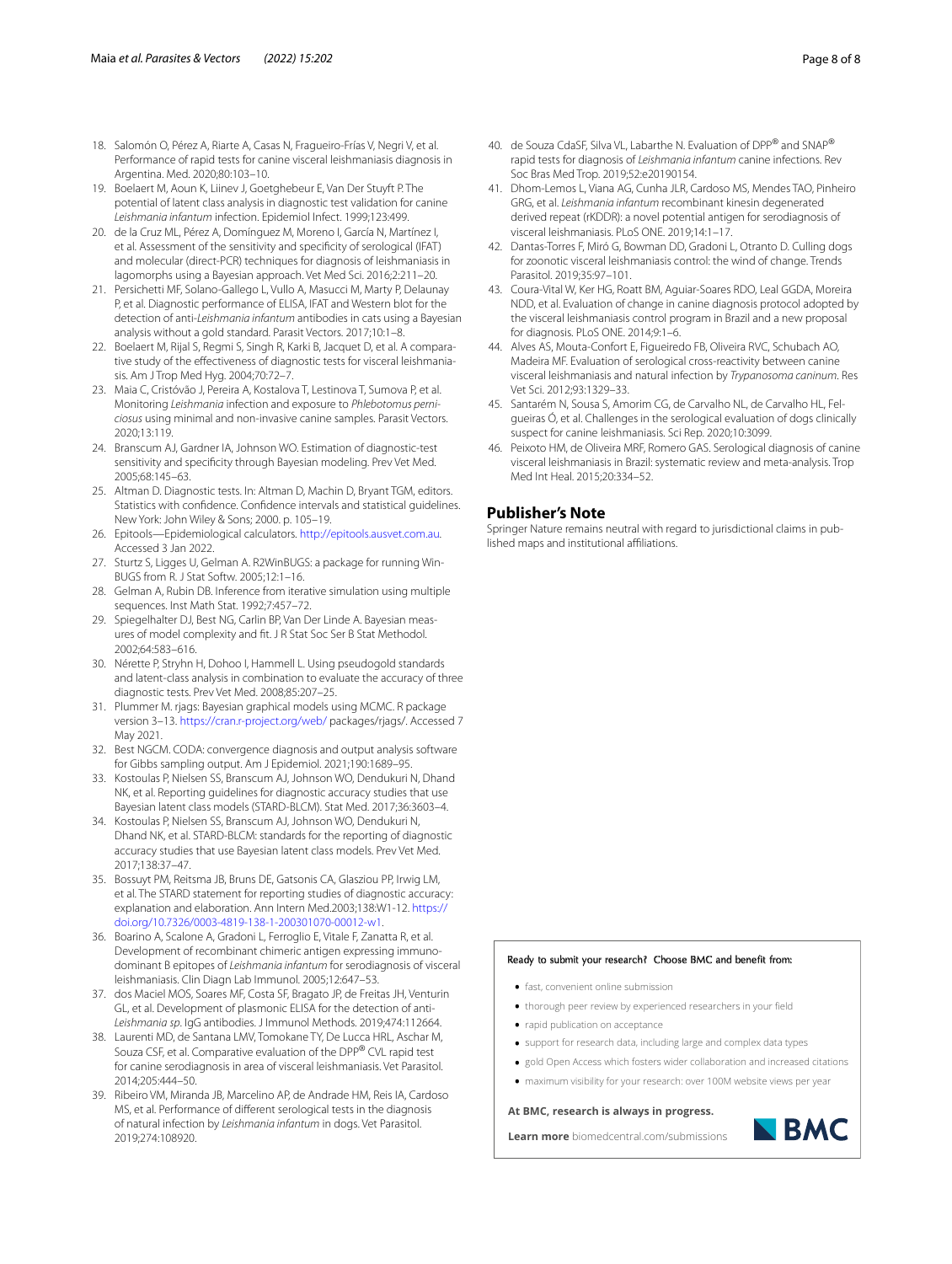18. Salomón O, Pérez A, Riarte A, Casas N, Fragueiro-Frías V, Negri V, et al. Performance of rapid tests for canine visceral leishmaniasis diagnosis in Argentina. Med. 2020;80:103–10.
19. Boelaert M, Aoun K, Liinev J, Goetghebeur E, Van Der Stuyft P. The potential of latent class analysis in diagnostic test validation for canine *Leishmania infantum* infection. Epidemiol Infect. 1999;123:499.
20. de la Cruz ML, Pérez A, Domínguez M, Moreno I, García N, Martínez I, et al. Assessment of the sensitivity and specificity of serological (IFAT) and molecular (direct-PCR) techniques for diagnosis of leishmaniasis in lagomorphs using a Bayesian approach. Vet Med Sci. 2016;2:211–20.
21. Persichetti MF, Solano-Gallego L, Vullo A, Masucci M, Marty P, Delaunay P, et al. Diagnostic performance of ELISA, IFAT and Western blot for the detection of anti-*Leishmania infantum* antibodies in cats using a Bayesian analysis without a gold standard. Parasit Vectors. 2017;10:1–8.
22. Boelaert M, Rijal S, Regmi S, Singh R, Karki B, Jacquet D, et al. A comparative study of the effectiveness of diagnostic tests for visceral leishmaniasis. Am J Trop Med Hyg. 2004;70:72–7.
23. Maia C, Cristóvão J, Pereira A, Kostalova T, Lestinova T, Sumova P, et al. Monitoring *Leishmania* infection and exposure to *Phlebotomus perniciosus* using minimal and non-invasive canine samples. Parasit Vectors. 2020;13:119.
24. Branscum AJ, Gardner IA, Johnson WO. Estimation of diagnostic-test sensitivity and specificity through Bayesian modeling. Prev Vet Med. 2005;68:145–63.
25. Altman D. Diagnostic tests. In: Altman D, Machin D, Bryant TGM, editors. Statistics with confidence. Confidence intervals and statistical guidelines. New York: John Wiley & Sons; 2000. p. 105–19.
26. Epitools—Epidemiological calculators. http://epitools.ausvet.com.au. Accessed 3 Jan 2022.
27. Sturtz S, Ligges U, Gelman A. R2WinBUGS: a package for running WinBUGS from R. J Stat Softw. 2005;12:1–16.
28. Gelman A, Rubin DB. Inference from iterative simulation using multiple sequences. Inst Math Stat. 1992;7:457–72.
29. Spiegelhalter DJ, Best NG, Carlin BP, Van Der Linde A. Bayesian measures of model complexity and fit. J R Stat Soc Ser B Stat Methodol. 2002;64:583–616.
30. Nérette P, Stryhn H, Dohoo I, Hammell L. Using pseudogold standards and latent-class analysis in combination to evaluate the accuracy of three diagnostic tests. Prev Vet Med. 2008;85:207–25.
31. Plummer M. rjags: Bayesian graphical models using MCMC. R package version 3–13. https://cran.r-project.org/web/ packages/rjags/. Accessed 7 May 2021.
32. Best NGCM. CODA: convergence diagnosis and output analysis software for Gibbs sampling output. Am J Epidemiol. 2021;190:1689–95.
33. Kostoulas P, Nielsen SS, Branscum AJ, Johnson WO, Dendukuri N, Dhand NK, et al. Reporting guidelines for diagnostic accuracy studies that use Bayesian latent class models (STARD-BLCM). Stat Med. 2017;36:3603–4.
34. Kostoulas P, Nielsen SS, Branscum AJ, Johnson WO, Dendukuri N, Dhand NK, et al. STARD-BLCM: standards for the reporting of diagnostic accuracy studies that use Bayesian latent class models. Prev Vet Med. 2017;138:37–47.
35. Bossuyt PM, Reitsma JB, Bruns DE, Gatsonis CA, Glasziou PP, Irwig LM, et al. The STARD statement for reporting studies of diagnostic accuracy: explanation and elaboration. Ann Intern Med.2003;138:W1-12. https://doi.org/10.7326/0003-4819-138-1-200301070-00012-w1.
36. Boarino A, Scalone A, Gradoni L, Ferroglio E, Vitale F, Zanatta R, et al. Development of recombinant chimeric antigen expressing immunodominant B epitopes of *Leishmania infantum* for serodiagnosis of visceral leishmaniasis. Clin Diagn Lab Immunol. 2005;12:647–53.
37. dos Maciel MOS, Soares MF, Costa SF, Bragato JP, de Freitas JH, Venturin GL, et al. Development of plasmonic ELISA for the detection of anti-*Leishmania sp*. IgG antibodies. J Immunol Methods. 2019;474:112664.
38. Laurenti MD, de Santana LMV, Tomokane TY, De Lucca HRL, Aschar M, Souza CSF, et al. Comparative evaluation of the DPP® CVL rapid test for canine serodiagnosis in area of visceral leishmaniasis. Vet Parasitol. 2014;205:444–50.
39. Ribeiro VM, Miranda JB, Marcelino AP, de Andrade HM, Reis IA, Cardoso MS, et al. Performance of different serological tests in the diagnosis of natural infection by *Leishmania infantum* in dogs. Vet Parasitol. 2019;274:108920.
40. de Souza CdaSF, Silva VL, Labarthe N. Evaluation of DPP® and SNAP® rapid tests for diagnosis of *Leishmania infantum* canine infections. Rev Soc Bras Med Trop. 2019;52:e20190154.
41. Dhom-Lemos L, Viana AG, Cunha JLR, Cardoso MS, Mendes TAO, Pinheiro GRG, et al. *Leishmania infantum* recombinant kinesin degenerated derived repeat (rKDDR): a novel potential antigen for serodiagnosis of visceral leishmaniasis. PLoS ONE. 2019;14:1–17.
42. Dantas-Torres F, Miró G, Bowman DD, Gradoni L, Otranto D. Culling dogs for zoonotic visceral leishmaniasis control: the wind of change. Trends Parasitol. 2019;35:97–101.
43. Coura-Vital W, Ker HG, Roatt BM, Aguiar-Soares RDO, Leal GGDA, Moreira NDD, et al. Evaluation of change in canine diagnosis protocol adopted by the visceral leishmaniasis control program in Brazil and a new proposal for diagnosis. PLoS ONE. 2014;9:1–6.
44. Alves AS, Mouta-Confort E, Figueiredo FB, Oliveira RVC, Schubach AO, Madeira MF. Evaluation of serological cross-reactivity between canine visceral leishmaniasis and natural infection by *Trypanosoma caninum*. Res Vet Sci. 2012;93:1329–33.
45. Santarém N, Sousa S, Amorim CG, de Carvalho NL, de Carvalho HL, Felgueiras Ó, et al. Challenges in the serological evaluation of dogs clinically suspect for canine leishmaniasis. Sci Rep. 2020;10:3099.
46. Peixoto HM, de Oliveira MRF, Romero GAS. Serological diagnosis of canine visceral leishmaniasis in Brazil: systematic review and meta-analysis. Trop Med Int Heal. 2015;20:334–52.

## Publisher's Note

Springer Nature remains neutral with regard to jurisdictional claims in published maps and institutional affiliations.

Ready to submit your research? Choose BMC and benefit from:

- fast, convenient online submission
- thorough peer review by experienced researchers in your field
- rapid publication on acceptance
- support for research data, including large and complex data types
- gold Open Access which fosters wider collaboration and increased citations
- maximum visibility for your research: over 100M website views per year

**At BMC, research is always in progress.**

**Learn more** biomedcentral.com/submissions

BMC